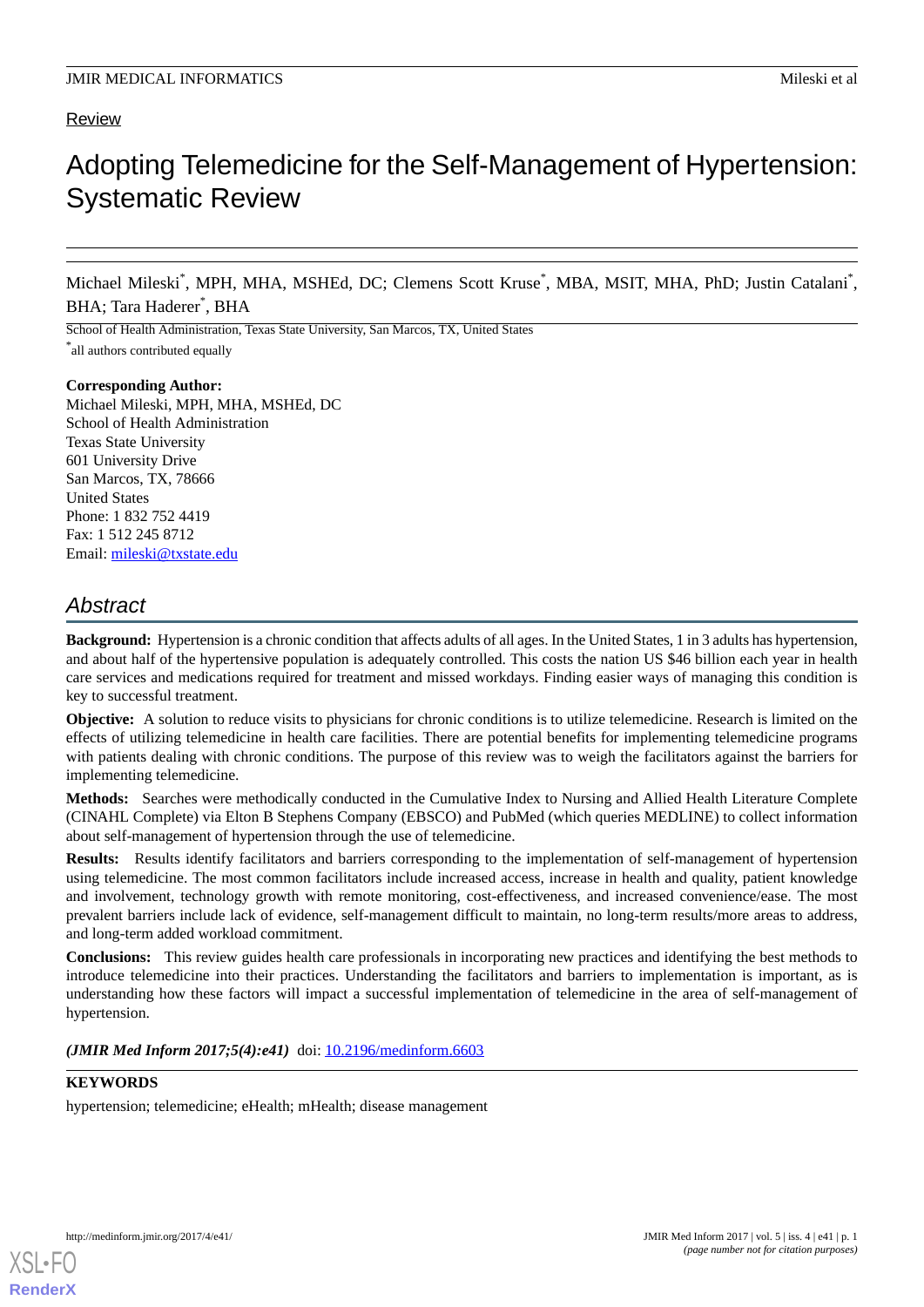Review

# Adopting Telemedicine for the Self-Management of Hypertension: Systematic Review

Michael Mileski[*], MPH, MHA, MSHEd, DC; Clemens Scott Kruse[*], MBA, MSIT, MHA, PhD; Justin Catalani[*], BHA; Tara Haderer[*], BHA

School of Health Administration, Texas State University, San Marcos, TX, United States

[*]all authors contributed equally

**Corresponding Author:**
Michael Mileski, MPH, MHA, MSHEd, DC
School of Health Administration
Texas State University
601 University Drive
San Marcos, TX, 78666
United States
Phone: 1 832 752 4419
Fax: 1 512 245 8712
Email: mileski@txstate.edu

## Abstract

**Background:** Hypertension is a chronic condition that affects adults of all ages. In the United States, 1 in 3 adults has hypertension, and about half of the hypertensive population is adequately controlled. This costs the nation US $46 billion each year in health care services and medications required for treatment and missed workdays. Finding easier ways of managing this condition is key to successful treatment.

**Objective:** A solution to reduce visits to physicians for chronic conditions is to utilize telemedicine. Research is limited on the effects of utilizing telemedicine in health care facilities. There are potential benefits for implementing telemedicine programs with patients dealing with chronic conditions. The purpose of this review was to weigh the facilitators against the barriers for implementing telemedicine.

**Methods:** Searches were methodically conducted in the Cumulative Index to Nursing and Allied Health Literature Complete (CINAHL Complete) via Elton B Stephens Company (EBSCO) and PubMed (which queries MEDLINE) to collect information about self-management of hypertension through the use of telemedicine.

**Results:** Results identify facilitators and barriers corresponding to the implementation of self-management of hypertension using telemedicine. The most common facilitators include increased access, increase in health and quality, patient knowledge and involvement, technology growth with remote monitoring, cost-effectiveness, and increased convenience/ease. The most prevalent barriers include lack of evidence, self-management difficult to maintain, no long-term results/more areas to address, and long-term added workload commitment.

**Conclusions:** This review guides health care professionals in incorporating new practices and identifying the best methods to introduce telemedicine into their practices. Understanding the facilitators and barriers to implementation is important, as is understanding how these factors will impact a successful implementation of telemedicine in the area of self-management of hypertension.

***(JMIR Med Inform 2017;5(4):e41)*** doi: 10.2196/medinform.6603

**KEYWORDS**

hypertension; telemedicine; eHealth; mHealth; disease management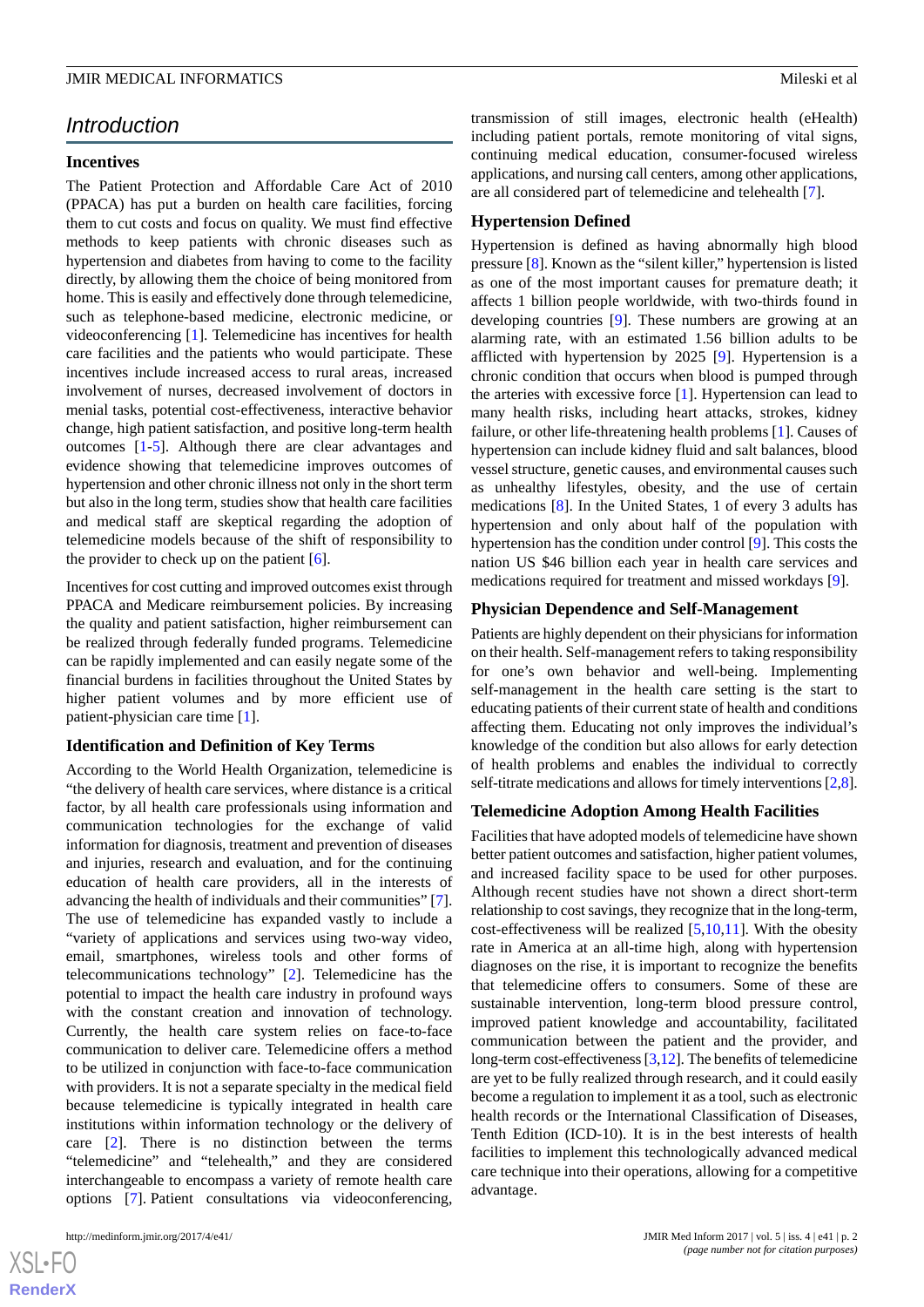## Introduction

### Incentives

The Patient Protection and Affordable Care Act of 2010 (PPACA) has put a burden on health care facilities, forcing them to cut costs and focus on quality. We must find effective methods to keep patients with chronic diseases such as hypertension and diabetes from having to come to the facility directly, by allowing them the choice of being monitored from home. This is easily and effectively done through telemedicine, such as telephone-based medicine, electronic medicine, or videoconferencing [1]. Telemedicine has incentives for health care facilities and the patients who would participate. These incentives include increased access to rural areas, increased involvement of nurses, decreased involvement of doctors in menial tasks, potential cost-effectiveness, interactive behavior change, high patient satisfaction, and positive long-term health outcomes [1-5]. Although there are clear advantages and evidence showing that telemedicine improves outcomes of hypertension and other chronic illness not only in the short term but also in the long term, studies show that health care facilities and medical staff are skeptical regarding the adoption of telemedicine models because of the shift of responsibility to the provider to check up on the patient [6].

Incentives for cost cutting and improved outcomes exist through PPACA and Medicare reimbursement policies. By increasing the quality and patient satisfaction, higher reimbursement can be realized through federally funded programs. Telemedicine can be rapidly implemented and can easily negate some of the financial burdens in facilities throughout the United States by higher patient volumes and by more efficient use of patient-physician care time [1].

### Identification and Definition of Key Terms

According to the World Health Organization, telemedicine is "the delivery of health care services, where distance is a critical factor, by all health care professionals using information and communication technologies for the exchange of valid information for diagnosis, treatment and prevention of diseases and injuries, research and evaluation, and for the continuing education of health care providers, all in the interests of advancing the health of individuals and their communities" [7]. The use of telemedicine has expanded vastly to include a "variety of applications and services using two-way video, email, smartphones, wireless tools and other forms of telecommunications technology" [2]. Telemedicine has the potential to impact the health care industry in profound ways with the constant creation and innovation of technology. Currently, the health care system relies on face-to-face communication to deliver care. Telemedicine offers a method to be utilized in conjunction with face-to-face communication with providers. It is not a separate specialty in the medical field because telemedicine is typically integrated in health care institutions within information technology or the delivery of care [2]. There is no distinction between the terms "telemedicine" and "telehealth," and they are considered interchangeable to encompass a variety of remote health care options [7]. Patient consultations via videoconferencing, transmission of still images, electronic health (eHealth) including patient portals, remote monitoring of vital signs, continuing medical education, consumer-focused wireless applications, and nursing call centers, among other applications, are all considered part of telemedicine and telehealth [7].

### Hypertension Defined

Hypertension is defined as having abnormally high blood pressure [8]. Known as the "silent killer," hypertension is listed as one of the most important causes for premature death; it affects 1 billion people worldwide, with two-thirds found in developing countries [9]. These numbers are growing at an alarming rate, with an estimated 1.56 billion adults to be afflicted with hypertension by 2025 [9]. Hypertension is a chronic condition that occurs when blood is pumped through the arteries with excessive force [1]. Hypertension can lead to many health risks, including heart attacks, strokes, kidney failure, or other life-threatening health problems [1]. Causes of hypertension can include kidney fluid and salt balances, blood vessel structure, genetic causes, and environmental causes such as unhealthy lifestyles, obesity, and the use of certain medications [8]. In the United States, 1 of every 3 adults has hypertension and only about half of the population with hypertension has the condition under control [9]. This costs the nation US $46 billion each year in health care services and medications required for treatment and missed workdays [9].

### Physician Dependence and Self-Management

Patients are highly dependent on their physicians for information on their health. Self-management refers to taking responsibility for one's own behavior and well-being. Implementing self-management in the health care setting is the start to educating patients of their current state of health and conditions affecting them. Educating not only improves the individual's knowledge of the condition but also allows for early detection of health problems and enables the individual to correctly self-titrate medications and allows for timely interventions [2,8].

### Telemedicine Adoption Among Health Facilities

Facilities that have adopted models of telemedicine have shown better patient outcomes and satisfaction, higher patient volumes, and increased facility space to be used for other purposes. Although recent studies have not shown a direct short-term relationship to cost savings, they recognize that in the long-term, cost-effectiveness will be realized [5,10,11]. With the obesity rate in America at an all-time high, along with hypertension diagnoses on the rise, it is important to recognize the benefits that telemedicine offers to consumers. Some of these are sustainable intervention, long-term blood pressure control, improved patient knowledge and accountability, facilitated communication between the patient and the provider, and long-term cost-effectiveness [3,12]. The benefits of telemedicine are yet to be fully realized through research, and it could easily become a regulation to implement it as a tool, such as electronic health records or the International Classification of Diseases, Tenth Edition (ICD-10). It is in the best interests of health facilities to implement this technologically advanced medical care technique into their operations, allowing for a competitive advantage.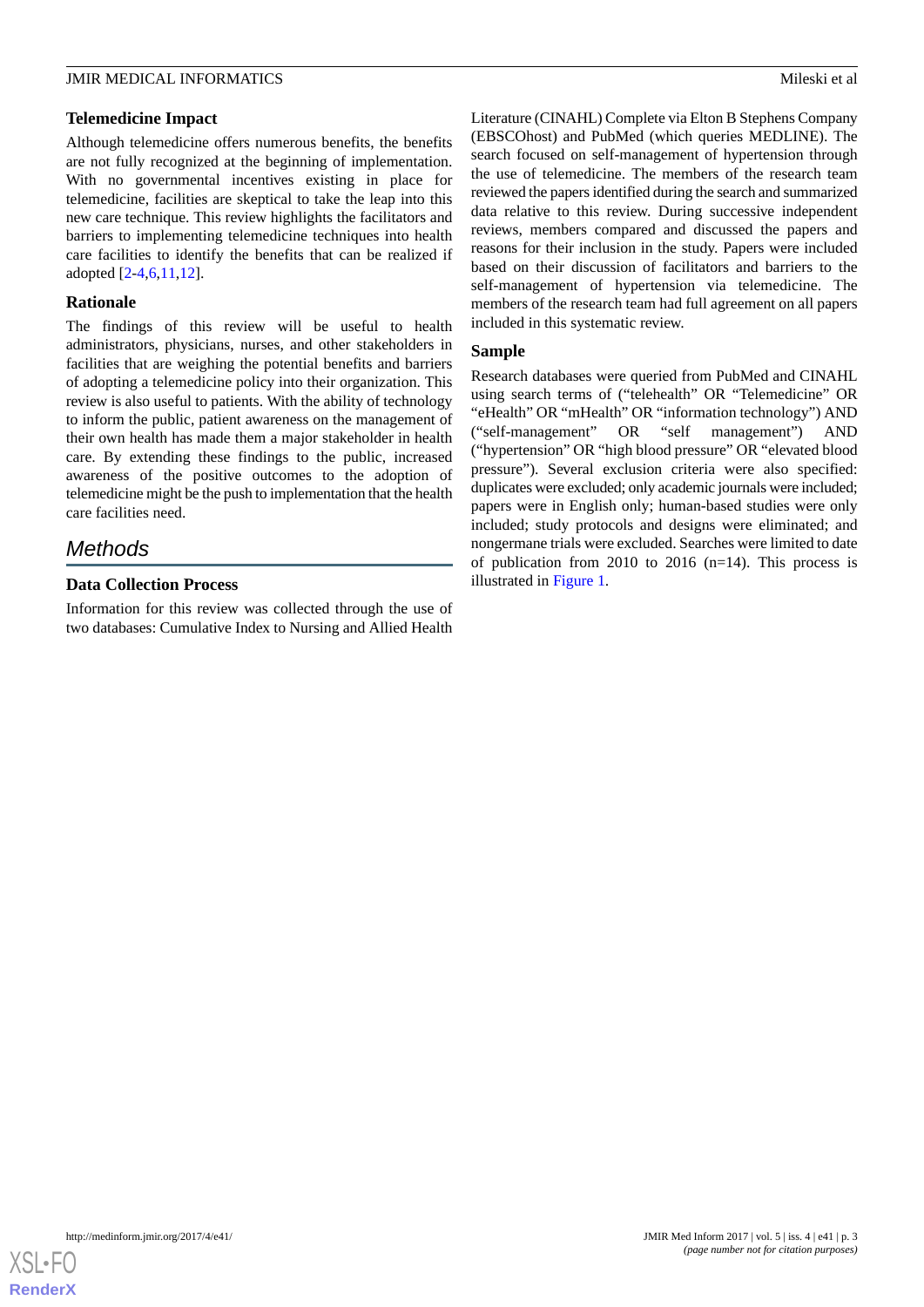### Telemedicine Impact

Although telemedicine offers numerous benefits, the benefits are not fully recognized at the beginning of implementation. With no governmental incentives existing in place for telemedicine, facilities are skeptical to take the leap into this new care technique. This review highlights the facilitators and barriers to implementing telemedicine techniques into health care facilities to identify the benefits that can be realized if adopted [2-4,6,11,12].

### Rationale

The findings of this review will be useful to health administrators, physicians, nurses, and other stakeholders in facilities that are weighing the potential benefits and barriers of adopting a telemedicine policy into their organization. This review is also useful to patients. With the ability of technology to inform the public, patient awareness on the management of their own health has made them a major stakeholder in health care. By extending these findings to the public, increased awareness of the positive outcomes to the adoption of telemedicine might be the push to implementation that the health care facilities need.

## Methods

### Data Collection Process

Information for this review was collected through the use of two databases: Cumulative Index to Nursing and Allied Health Literature (CINAHL) Complete via Elton B Stephens Company (EBSCOhost) and PubMed (which queries MEDLINE). The search focused on self-management of hypertension through the use of telemedicine. The members of the research team reviewed the papers identified during the search and summarized data relative to this review. During successive independent reviews, members compared and discussed the papers and reasons for their inclusion in the study. Papers were included based on their discussion of facilitators and barriers to the self-management of hypertension via telemedicine. The members of the research team had full agreement on all papers included in this systematic review.

### Sample

Research databases were queried from PubMed and CINAHL using search terms of (“telehealth” OR “Telemedicine” OR “eHealth” OR “mHealth” OR “information technology”) AND (“self-management” OR “self management”) AND (“hypertension” OR “high blood pressure” OR “elevated blood pressure”). Several exclusion criteria were also specified: duplicates were excluded; only academic journals were included; papers were in English only; human-based studies were only included; study protocols and designs were eliminated; and nongermane trials were excluded. Searches were limited to date of publication from 2010 to 2016 (n=14). This process is illustrated in Figure 1.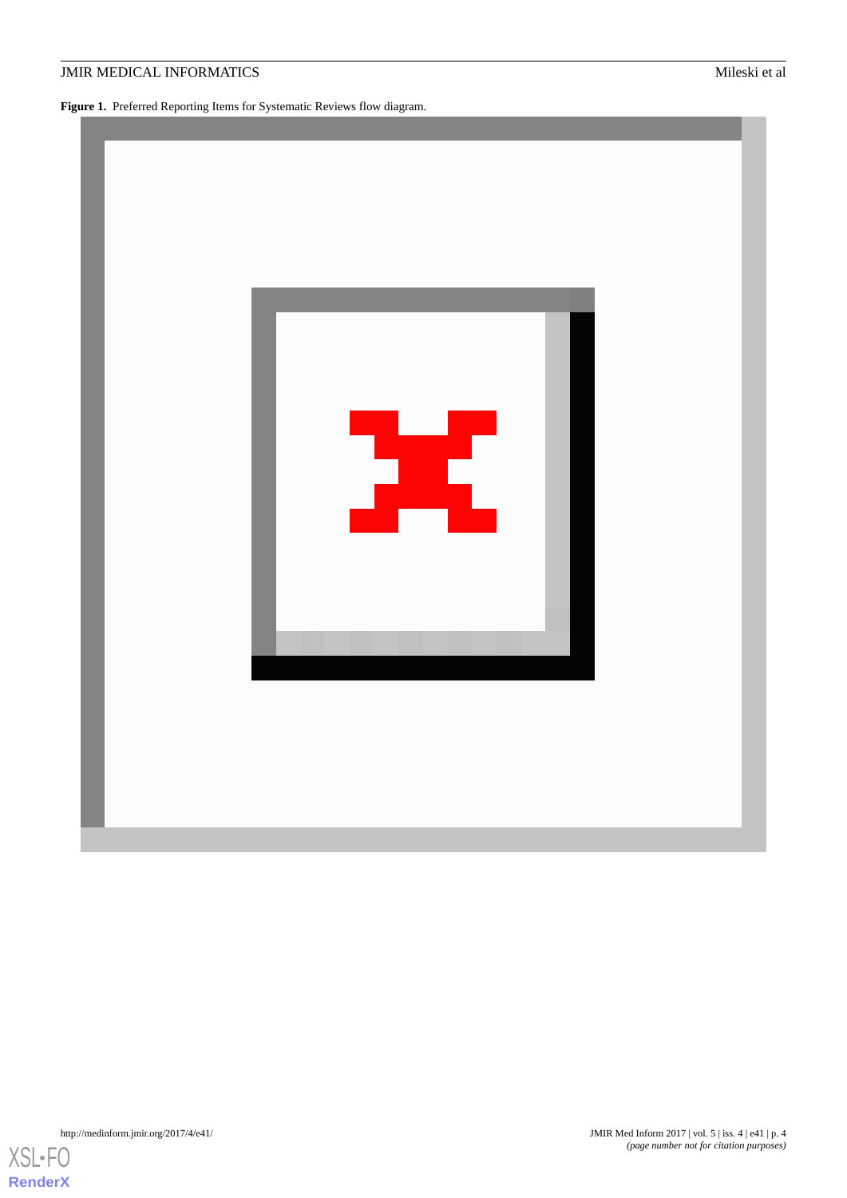**Figure 1.** Preferred Reporting Items for Systematic Reviews flow diagram.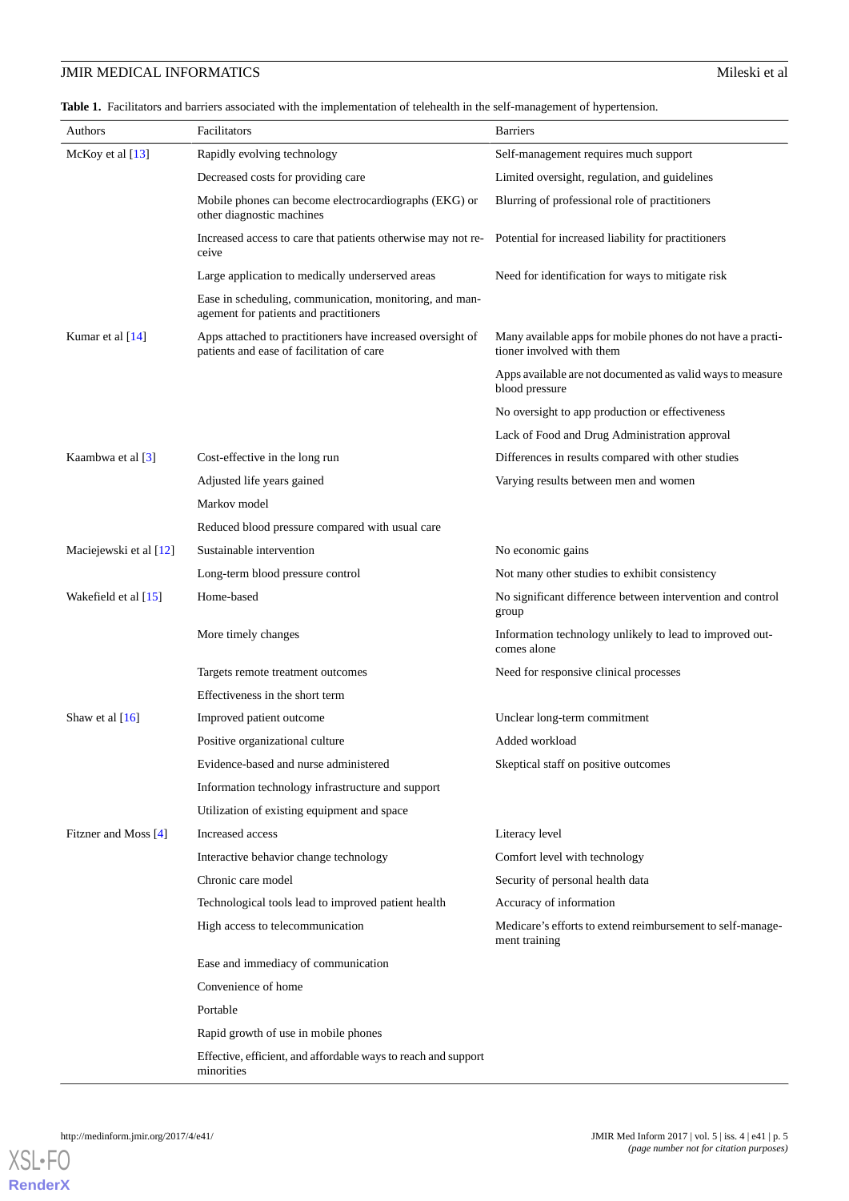**Table 1.** Facilitators and barriers associated with the implementation of telehealth in the self-management of hypertension.

| Authors | Facilitators | Barriers |
|---|---|---|
| McKoy et al [13] | Rapidly evolving technology | Self-management requires much support |
| | Decreased costs for providing care | Limited oversight, regulation, and guidelines |
| | Mobile phones can become electrocardiographs (EKG) or other diagnostic machines | Blurring of professional role of practitioners |
| | Increased access to care that patients otherwise may not receive | Potential for increased liability for practitioners |
| | Large application to medically underserved areas | Need for identification for ways to mitigate risk |
| | Ease in scheduling, communication, monitoring, and management for patients and practitioners | |
| Kumar et al [14] | Apps attached to practitioners have increased oversight of patients and ease of facilitation of care | Many available apps for mobile phones do not have a practitioner involved with them |
| | | Apps available are not documented as valid ways to measure blood pressure |
| | | No oversight to app production or effectiveness |
| | | Lack of Food and Drug Administration approval |
| Kaambwa et al [3] | Cost-effective in the long run | Differences in results compared with other studies |
| | Adjusted life years gained | Varying results between men and women |
| | Markov model | |
| | Reduced blood pressure compared with usual care | |
| Maciejewski et al [12] | Sustainable intervention | No economic gains |
| | Long-term blood pressure control | Not many other studies to exhibit consistency |
| Wakefield et al [15] | Home-based | No significant difference between intervention and control group |
| | More timely changes | Information technology unlikely to lead to improved outcomes alone |
| | Targets remote treatment outcomes | Need for responsive clinical processes |
| | Effectiveness in the short term | |
| Shaw et al [16] | Improved patient outcome | Unclear long-term commitment |
| | Positive organizational culture | Added workload |
| | Evidence-based and nurse administered | Skeptical staff on positive outcomes |
| | Information technology infrastructure and support | |
| | Utilization of existing equipment and space | |
| Fitzner and Moss [4] | Increased access | Literacy level |
| | Interactive behavior change technology | Comfort level with technology |
| | Chronic care model | Security of personal health data |
| | Technological tools lead to improved patient health | Accuracy of information |
| | High access to telecommunication | Medicare's efforts to extend reimbursement to self-management training |
| | Ease and immediacy of communication | |
| | Convenience of home | |
| | Portable | |
| | Rapid growth of use in mobile phones | |
| | Effective, efficient, and affordable ways to reach and support minorities | |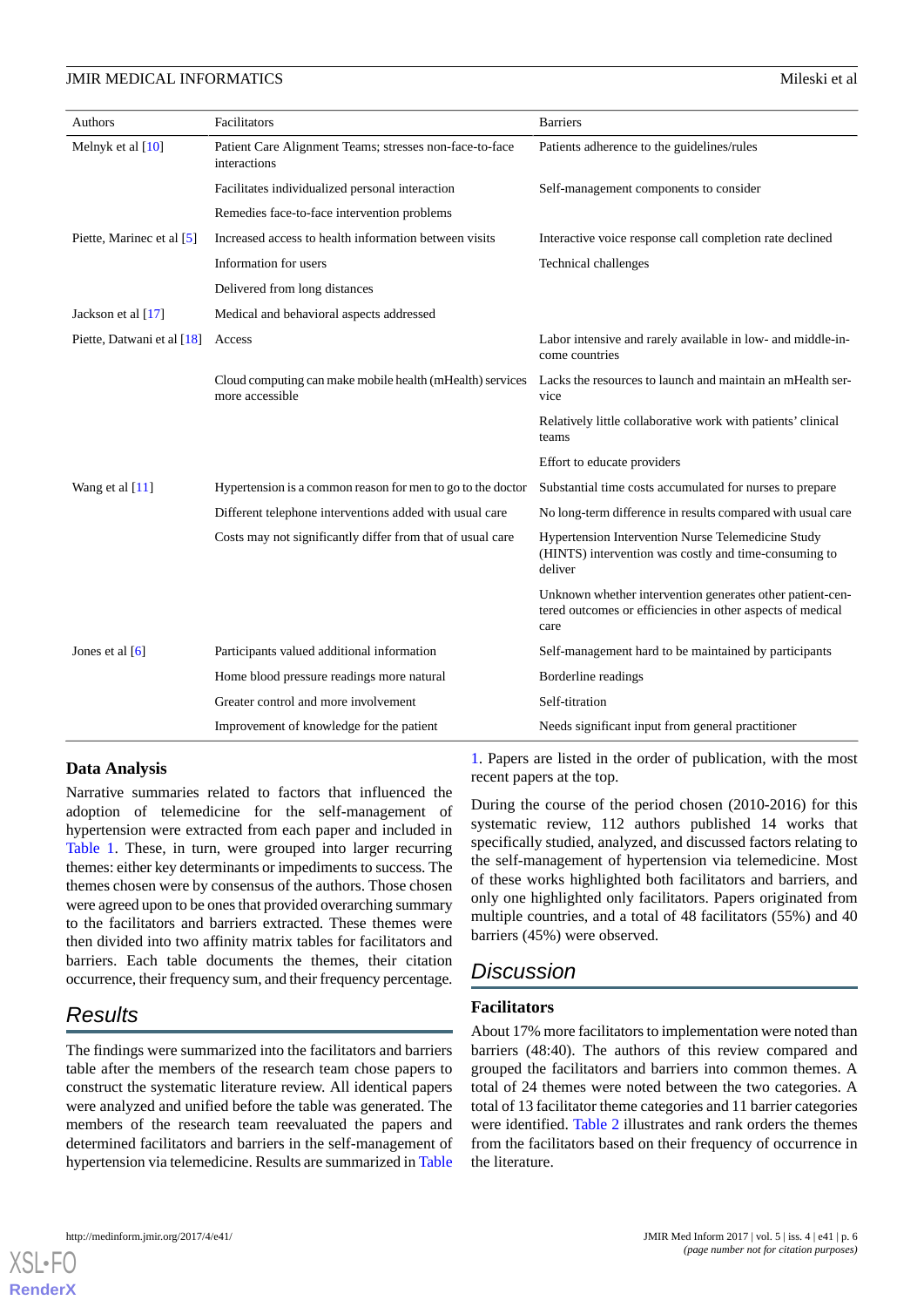| Authors | Facilitators | Barriers |
|---|---|---|
| Melnyk et al [10] | Patient Care Alignment Teams; stresses non-face-to-face interactions | Patients adherence to the guidelines/rules |
| | Facilitates individualized personal interaction | Self-management components to consider |
| | Remedies face-to-face intervention problems | |
| Piette, Marinec et al [5] | Increased access to health information between visits | Interactive voice response call completion rate declined |
| | Information for users | Technical challenges |
| | Delivered from long distances | |
| Jackson et al [17] | Medical and behavioral aspects addressed | |
| Piette, Datwani et al [18] | Access | Labor intensive and rarely available in low- and middle-income countries |
| | Cloud computing can make mobile health (mHealth) services more accessible | Lacks the resources to launch and maintain an mHealth service |
| | | Relatively little collaborative work with patients' clinical teams |
| | | Effort to educate providers |
| Wang et al [11] | Hypertension is a common reason for men to go to the doctor | Substantial time costs accumulated for nurses to prepare |
| | Different telephone interventions added with usual care | No long-term difference in results compared with usual care |
| | Costs may not significantly differ from that of usual care | Hypertension Intervention Nurse Telemedicine Study (HINTS) intervention was costly and time-consuming to deliver |
| | | Unknown whether intervention generates other patient-centered outcomes or efficiencies in other aspects of medical care |
| Jones et al [6] | Participants valued additional information | Self-management hard to be maintained by participants |
| | Home blood pressure readings more natural | Borderline readings |
| | Greater control and more involvement | Self-titration |
| | Improvement of knowledge for the patient | Needs significant input from general practitioner |

### Data Analysis

Narrative summaries related to factors that influenced the adoption of telemedicine for the self-management of hypertension were extracted from each paper and included in Table 1. These, in turn, were grouped into larger recurring themes: either key determinants or impediments to success. The themes chosen were by consensus of the authors. Those chosen were agreed upon to be ones that provided overarching summary to the facilitators and barriers extracted. These themes were then divided into two affinity matrix tables for facilitators and barriers. Each table documents the themes, their citation occurrence, their frequency sum, and their frequency percentage.

## Results

The findings were summarized into the facilitators and barriers table after the members of the research team chose papers to construct the systematic literature review. All identical papers were analyzed and unified before the table was generated. The members of the research team reevaluated the papers and determined facilitators and barriers in the self-management of hypertension via telemedicine. Results are summarized in Table 1. Papers are listed in the order of publication, with the most recent papers at the top.

During the course of the period chosen (2010-2016) for this systematic review, 112 authors published 14 works that specifically studied, analyzed, and discussed factors relating to the self-management of hypertension via telemedicine. Most of these works highlighted both facilitators and barriers, and only one highlighted only facilitators. Papers originated from multiple countries, and a total of 48 facilitators (55%) and 40 barriers (45%) were observed.

## Discussion

### Facilitators

About 17% more facilitators to implementation were noted than barriers (48:40). The authors of this review compared and grouped the facilitators and barriers into common themes. A total of 24 themes were noted between the two categories. A total of 13 facilitator theme categories and 11 barrier categories were identified. Table 2 illustrates and rank orders the themes from the facilitators based on their frequency of occurrence in the literature.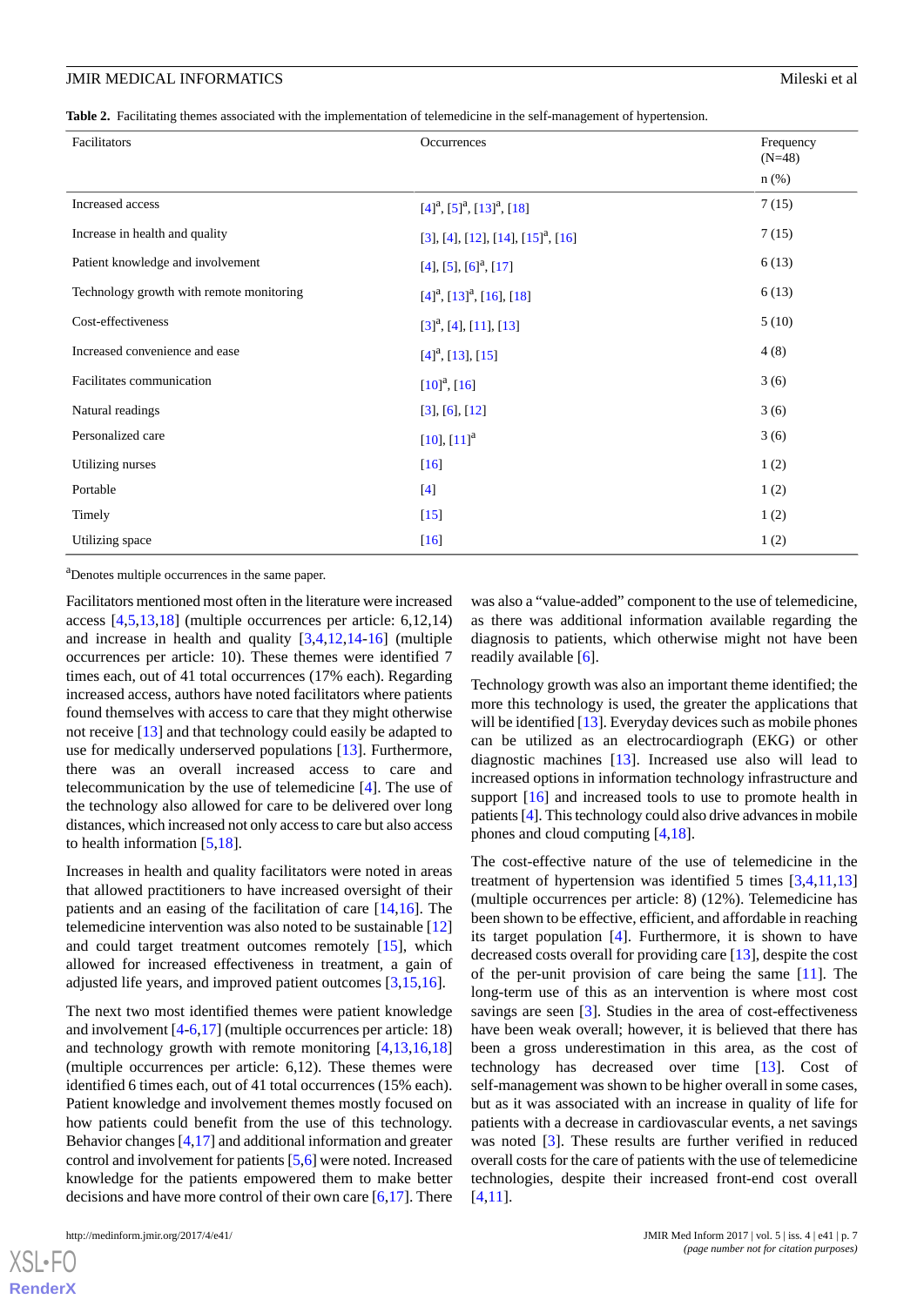**Table 2.** Facilitating themes associated with the implementation of telemedicine in the self-management of hypertension.

| Facilitators | Occurrences | Frequency (N=48) n (%) |
|---|---|---|
| Increased access | [4][a], [5][a], [13][a], [18] | 7 (15) |
| Increase in health and quality | [3], [4], [12], [14], [15][a], [16] | 7 (15) |
| Patient knowledge and involvement | [4], [5], [6][a], [17] | 6 (13) |
| Technology growth with remote monitoring | [4][a], [13][a], [16], [18] | 6 (13) |
| Cost-effectiveness | [3][a], [4], [11], [13] | 5 (10) |
| Increased convenience and ease | [4][a], [13], [15] | 4 (8) |
| Facilitates communication | [10][a], [16] | 3 (6) |
| Natural readings | [3], [6], [12] | 3 (6) |
| Personalized care | [10], [11][a] | 3 (6) |
| Utilizing nurses | [16] | 1 (2) |
| Portable | [4] | 1 (2) |
| Timely | [15] | 1 (2) |
| Utilizing space | [16] | 1 (2) |

[a]Denotes multiple occurrences in the same paper.

Facilitators mentioned most often in the literature were increased access [4,5,13,18] (multiple occurrences per article: 6,12,14) and increase in health and quality [3,4,12,14-16] (multiple occurrences per article: 10). These themes were identified 7 times each, out of 41 total occurrences (17% each). Regarding increased access, authors have noted facilitators where patients found themselves with access to care that they might otherwise not receive [13] and that technology could easily be adapted to use for medically underserved populations [13]. Furthermore, there was an overall increased access to care and telecommunication by the use of telemedicine [4]. The use of the technology also allowed for care to be delivered over long distances, which increased not only access to care but also access to health information [5,18].

Increases in health and quality facilitators were noted in areas that allowed practitioners to have increased oversight of their patients and an easing of the facilitation of care [14,16]. The telemedicine intervention was also noted to be sustainable [12] and could target treatment outcomes remotely [15], which allowed for increased effectiveness in treatment, a gain of adjusted life years, and improved patient outcomes [3,15,16].

The next two most identified themes were patient knowledge and involvement [4-6,17] (multiple occurrences per article: 18) and technology growth with remote monitoring [4,13,16,18] (multiple occurrences per article: 6,12). These themes were identified 6 times each, out of 41 total occurrences (15% each). Patient knowledge and involvement themes mostly focused on how patients could benefit from the use of this technology. Behavior changes [4,17] and additional information and greater control and involvement for patients [5,6] were noted. Increased knowledge for the patients empowered them to make better decisions and have more control of their own care [6,17]. There was also a "value-added" component to the use of telemedicine, as there was additional information available regarding the diagnosis to patients, which otherwise might not have been readily available [6].

Technology growth was also an important theme identified; the more this technology is used, the greater the applications that will be identified [13]. Everyday devices such as mobile phones can be utilized as an electrocardiograph (EKG) or other diagnostic machines [13]. Increased use also will lead to increased options in information technology infrastructure and support [16] and increased tools to use to promote health in patients [4]. This technology could also drive advances in mobile phones and cloud computing [4,18].

The cost-effective nature of the use of telemedicine in the treatment of hypertension was identified 5 times [3,4,11,13] (multiple occurrences per article: 8) (12%). Telemedicine has been shown to be effective, efficient, and affordable in reaching its target population [4]. Furthermore, it is shown to have decreased costs overall for providing care [13], despite the cost of the per-unit provision of care being the same [11]. The long-term use of this as an intervention is where most cost savings are seen [3]. Studies in the area of cost-effectiveness have been weak overall; however, it is believed that there has been a gross underestimation in this area, as the cost of technology has decreased over time [13]. Cost of self-management was shown to be higher overall in some cases, but as it was associated with an increase in quality of life for patients with a decrease in cardiovascular events, a net savings was noted [3]. These results are further verified in reduced overall costs for the care of patients with the use of telemedicine technologies, despite their increased front-end cost overall [4,11].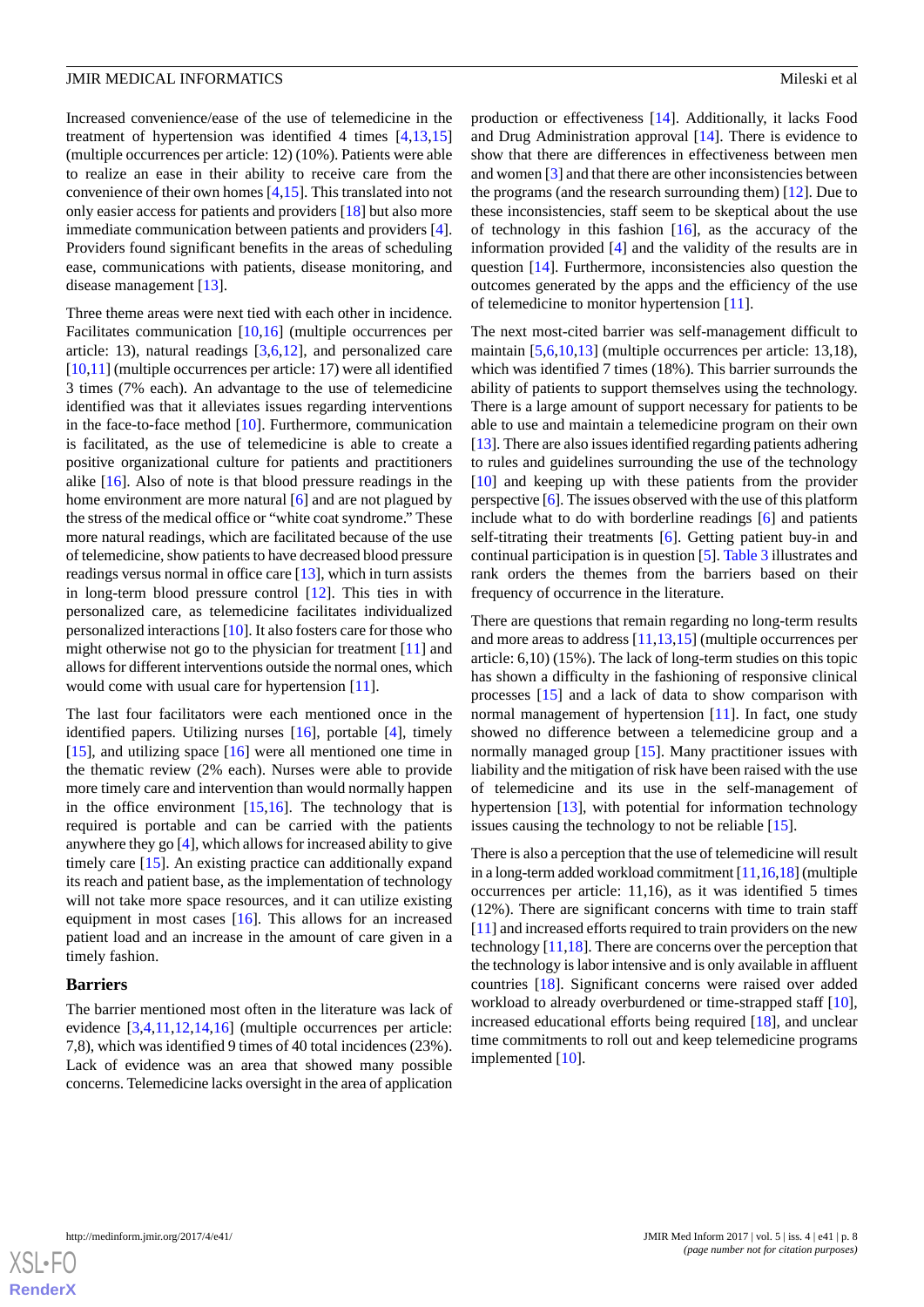Increased convenience/ease of the use of telemedicine in the treatment of hypertension was identified 4 times [4,13,15] (multiple occurrences per article: 12) (10%). Patients were able to realize an ease in their ability to receive care from the convenience of their own homes [4,15]. This translated into not only easier access for patients and providers [18] but also more immediate communication between patients and providers [4]. Providers found significant benefits in the areas of scheduling ease, communications with patients, disease monitoring, and disease management [13].

Three theme areas were next tied with each other in incidence. Facilitates communication [10,16] (multiple occurrences per article: 13), natural readings [3,6,12], and personalized care [10,11] (multiple occurrences per article: 17) were all identified 3 times (7% each). An advantage to the use of telemedicine identified was that it alleviates issues regarding interventions in the face-to-face method [10]. Furthermore, communication is facilitated, as the use of telemedicine is able to create a positive organizational culture for patients and practitioners alike [16]. Also of note is that blood pressure readings in the home environment are more natural [6] and are not plagued by the stress of the medical office or "white coat syndrome." These more natural readings, which are facilitated because of the use of telemedicine, show patients to have decreased blood pressure readings versus normal in office care [13], which in turn assists in long-term blood pressure control [12]. This ties in with personalized care, as telemedicine facilitates individualized personalized interactions [10]. It also fosters care for those who might otherwise not go to the physician for treatment [11] and allows for different interventions outside the normal ones, which would come with usual care for hypertension [11].

The last four facilitators were each mentioned once in the identified papers. Utilizing nurses [16], portable [4], timely [15], and utilizing space [16] were all mentioned one time in the thematic review (2% each). Nurses were able to provide more timely care and intervention than would normally happen in the office environment [15,16]. The technology that is required is portable and can be carried with the patients anywhere they go [4], which allows for increased ability to give timely care [15]. An existing practice can additionally expand its reach and patient base, as the implementation of technology will not take more space resources, and it can utilize existing equipment in most cases [16]. This allows for an increased patient load and an increase in the amount of care given in a timely fashion.

### Barriers

The barrier mentioned most often in the literature was lack of evidence [3,4,11,12,14,16] (multiple occurrences per article: 7,8), which was identified 9 times of 40 total incidences (23%). Lack of evidence was an area that showed many possible concerns. Telemedicine lacks oversight in the area of application production or effectiveness [14]. Additionally, it lacks Food and Drug Administration approval [14]. There is evidence to show that there are differences in effectiveness between men and women [3] and that there are other inconsistencies between the programs (and the research surrounding them) [12]. Due to these inconsistencies, staff seem to be skeptical about the use of technology in this fashion [16], as the accuracy of the information provided [4] and the validity of the results are in question [14]. Furthermore, inconsistencies also question the outcomes generated by the apps and the efficiency of the use of telemedicine to monitor hypertension [11].

The next most-cited barrier was self-management difficult to maintain [5,6,10,13] (multiple occurrences per article: 13,18), which was identified 7 times (18%). This barrier surrounds the ability of patients to support themselves using the technology. There is a large amount of support necessary for patients to be able to use and maintain a telemedicine program on their own [13]. There are also issues identified regarding patients adhering to rules and guidelines surrounding the use of the technology [10] and keeping up with these patients from the provider perspective [6]. The issues observed with the use of this platform include what to do with borderline readings [6] and patients self-titrating their treatments [6]. Getting patient buy-in and continual participation is in question [5]. Table 3 illustrates and rank orders the themes from the barriers based on their frequency of occurrence in the literature.

There are questions that remain regarding no long-term results and more areas to address [11,13,15] (multiple occurrences per article: 6,10) (15%). The lack of long-term studies on this topic has shown a difficulty in the fashioning of responsive clinical processes [15] and a lack of data to show comparison with normal management of hypertension [11]. In fact, one study showed no difference between a telemedicine group and a normally managed group [15]. Many practitioner issues with liability and the mitigation of risk have been raised with the use of telemedicine and its use in the self-management of hypertension [13], with potential for information technology issues causing the technology to not be reliable [15].

There is also a perception that the use of telemedicine will result in a long-term added workload commitment [11,16,18] (multiple occurrences per article: 11,16), as it was identified 5 times (12%). There are significant concerns with time to train staff [11] and increased efforts required to train providers on the new technology [11,18]. There are concerns over the perception that the technology is labor intensive and is only available in affluent countries [18]. Significant concerns were raised over added workload to already overburdened or time-strapped staff [10], increased educational efforts being required [18], and unclear time commitments to roll out and keep telemedicine programs implemented [10].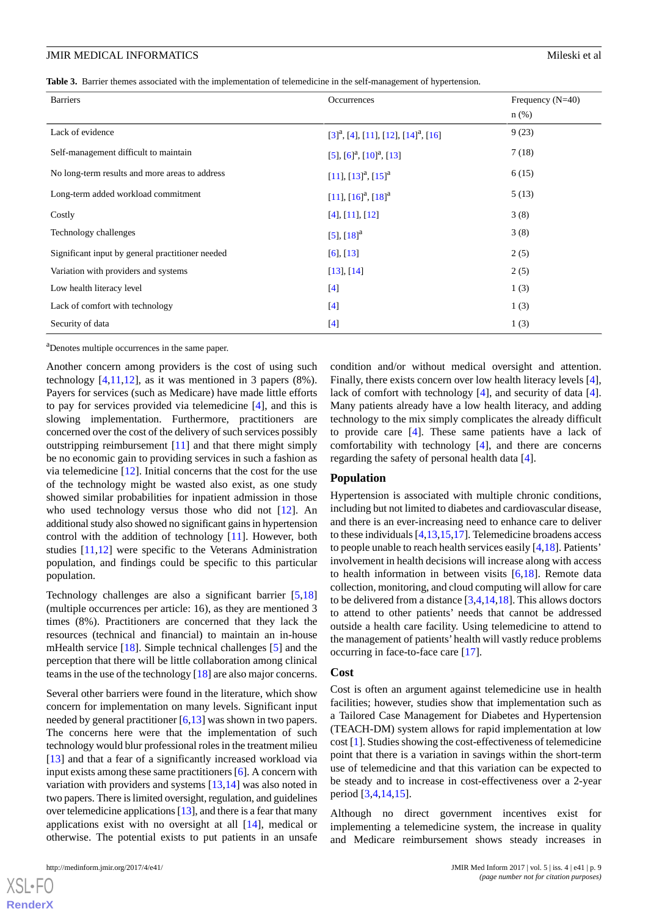**Table 3.** Barrier themes associated with the implementation of telemedicine in the self-management of hypertension.

| Barriers | Occurrences | Frequency (N=40) n (%) |
|---|---|---|
| Lack of evidence | [3][a], [4], [11], [12], [14][a], [16] | 9 (23) |
| Self-management difficult to maintain | [5], [6][a], [10][a], [13] | 7 (18) |
| No long-term results and more areas to address | [11], [13][a], [15][a] | 6 (15) |
| Long-term added workload commitment | [11], [16][a], [18][a] | 5 (13) |
| Costly | [4], [11], [12] | 3 (8) |
| Technology challenges | [5], [18][a] | 3 (8) |
| Significant input by general practitioner needed | [6], [13] | 2 (5) |
| Variation with providers and systems | [13], [14] | 2 (5) |
| Low health literacy level | [4] | 1 (3) |
| Lack of comfort with technology | [4] | 1 (3) |
| Security of data | [4] | 1 (3) |

[a]Denotes multiple occurrences in the same paper.

Another concern among providers is the cost of using such technology [4,11,12], as it was mentioned in 3 papers (8%). Payers for services (such as Medicare) have made little efforts to pay for services provided via telemedicine [4], and this is slowing implementation. Furthermore, practitioners are concerned over the cost of the delivery of such services possibly outstripping reimbursement [11] and that there might simply be no economic gain to providing services in such a fashion as via telemedicine [12]. Initial concerns that the cost for the use of the technology might be wasted also exist, as one study showed similar probabilities for inpatient admission in those who used technology versus those who did not [12]. An additional study also showed no significant gains in hypertension control with the addition of technology [11]. However, both studies [11,12] were specific to the Veterans Administration population, and findings could be specific to this particular population.

Technology challenges are also a significant barrier [5,18] (multiple occurrences per article: 16), as they are mentioned 3 times (8%). Practitioners are concerned that they lack the resources (technical and financial) to maintain an in-house mHealth service [18]. Simple technical challenges [5] and the perception that there will be little collaboration among clinical teams in the use of the technology [18] are also major concerns.

Several other barriers were found in the literature, which show concern for implementation on many levels. Significant input needed by general practitioner [6,13] was shown in two papers. The concerns here were that the implementation of such technology would blur professional roles in the treatment milieu [13] and that a fear of a significantly increased workload via input exists among these same practitioners [6]. A concern with variation with providers and systems [13,14] was also noted in two papers. There is limited oversight, regulation, and guidelines over telemedicine applications [13], and there is a fear that many applications exist with no oversight at all [14], medical or otherwise. The potential exists to put patients in an unsafe condition and/or without medical oversight and attention. Finally, there exists concern over low health literacy levels [4], lack of comfort with technology [4], and security of data [4]. Many patients already have a low health literacy, and adding technology to the mix simply complicates the already difficult to provide care [4]. These same patients have a lack of comfortability with technology [4], and there are concerns regarding the safety of personal health data [4].

## Population

Hypertension is associated with multiple chronic conditions, including but not limited to diabetes and cardiovascular disease, and there is an ever-increasing need to enhance care to deliver to these individuals [4,13,15,17]. Telemedicine broadens access to people unable to reach health services easily [4,18]. Patients' involvement in health decisions will increase along with access to health information in between visits [6,18]. Remote data collection, monitoring, and cloud computing will allow for care to be delivered from a distance [3,4,14,18]. This allows doctors to attend to other patients' needs that cannot be addressed outside a health care facility. Using telemedicine to attend to the management of patients' health will vastly reduce problems occurring in face-to-face care [17].

## Cost

Cost is often an argument against telemedicine use in health facilities; however, studies show that implementation such as a Tailored Case Management for Diabetes and Hypertension (TEACH-DM) system allows for rapid implementation at low cost [1]. Studies showing the cost-effectiveness of telemedicine point that there is a variation in savings within the short-term use of telemedicine and that this variation can be expected to be steady and to increase in cost-effectiveness over a 2-year period [3,4,14,15].

Although no direct government incentives exist for implementing a telemedicine system, the increase in quality and Medicare reimbursement shows steady increases in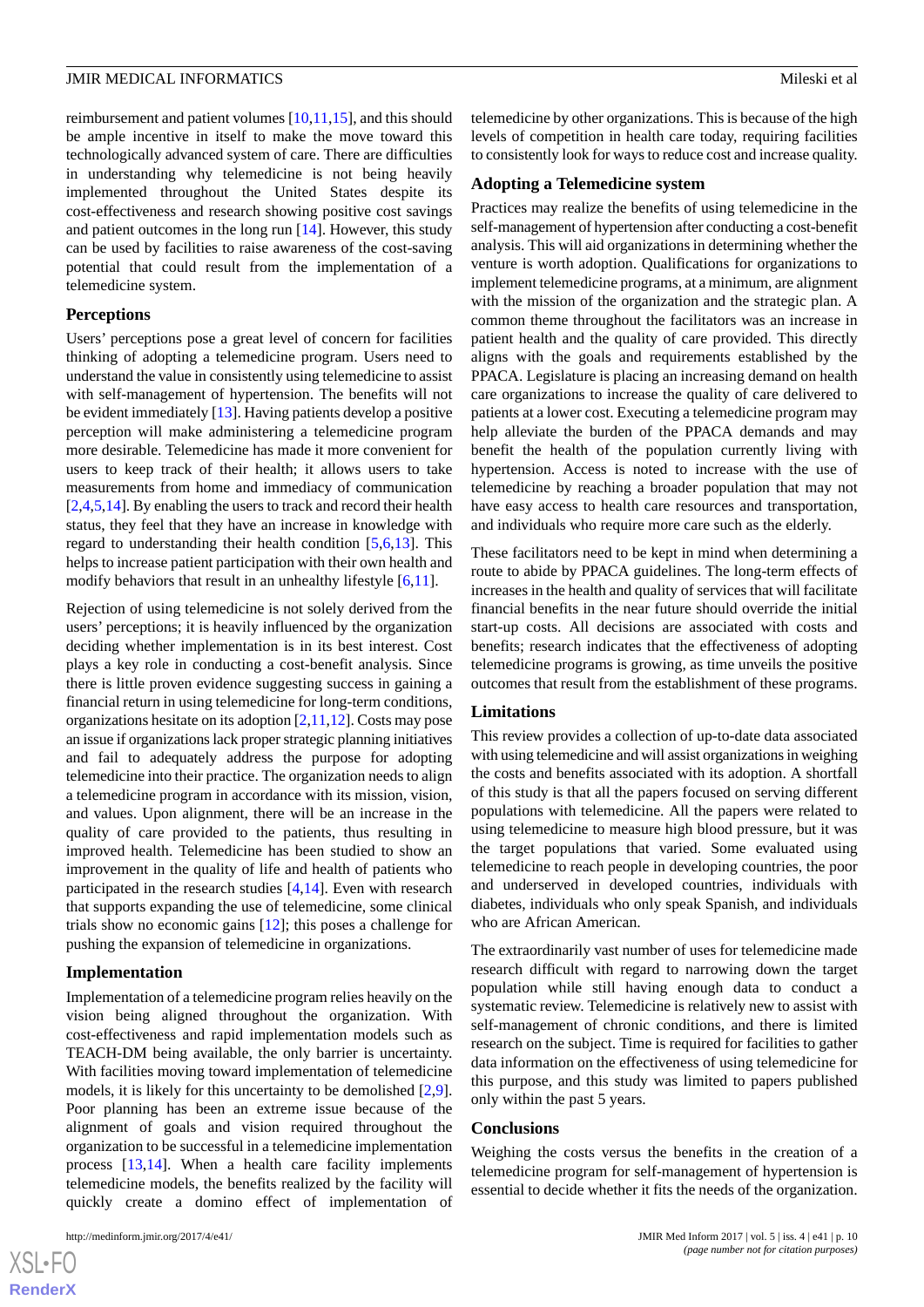reimbursement and patient volumes [10,11,15], and this should be ample incentive in itself to make the move toward this technologically advanced system of care. There are difficulties in understanding why telemedicine is not being heavily implemented throughout the United States despite its cost-effectiveness and research showing positive cost savings and patient outcomes in the long run [14]. However, this study can be used by facilities to raise awareness of the cost-saving potential that could result from the implementation of a telemedicine system.

### Perceptions

Users' perceptions pose a great level of concern for facilities thinking of adopting a telemedicine program. Users need to understand the value in consistently using telemedicine to assist with self-management of hypertension. The benefits will not be evident immediately [13]. Having patients develop a positive perception will make administering a telemedicine program more desirable. Telemedicine has made it more convenient for users to keep track of their health; it allows users to take measurements from home and immediacy of communication [2,4,5,14]. By enabling the users to track and record their health status, they feel that they have an increase in knowledge with regard to understanding their health condition [5,6,13]. This helps to increase patient participation with their own health and modify behaviors that result in an unhealthy lifestyle [6,11].

Rejection of using telemedicine is not solely derived from the users' perceptions; it is heavily influenced by the organization deciding whether implementation is in its best interest. Cost plays a key role in conducting a cost-benefit analysis. Since there is little proven evidence suggesting success in gaining a financial return in using telemedicine for long-term conditions, organizations hesitate on its adoption [2,11,12]. Costs may pose an issue if organizations lack proper strategic planning initiatives and fail to adequately address the purpose for adopting telemedicine into their practice. The organization needs to align a telemedicine program in accordance with its mission, vision, and values. Upon alignment, there will be an increase in the quality of care provided to the patients, thus resulting in improved health. Telemedicine has been studied to show an improvement in the quality of life and health of patients who participated in the research studies [4,14]. Even with research that supports expanding the use of telemedicine, some clinical trials show no economic gains [12]; this poses a challenge for pushing the expansion of telemedicine in organizations.

### Implementation

Implementation of a telemedicine program relies heavily on the vision being aligned throughout the organization. With cost-effectiveness and rapid implementation models such as TEACH-DM being available, the only barrier is uncertainty. With facilities moving toward implementation of telemedicine models, it is likely for this uncertainty to be demolished [2,9]. Poor planning has been an extreme issue because of the alignment of goals and vision required throughout the organization to be successful in a telemedicine implementation process [13,14]. When a health care facility implements telemedicine models, the benefits realized by the facility will quickly create a domino effect of implementation of telemedicine by other organizations. This is because of the high levels of competition in health care today, requiring facilities to consistently look for ways to reduce cost and increase quality.

### Adopting a Telemedicine system

Practices may realize the benefits of using telemedicine in the self-management of hypertension after conducting a cost-benefit analysis. This will aid organizations in determining whether the venture is worth adoption. Qualifications for organizations to implement telemedicine programs, at a minimum, are alignment with the mission of the organization and the strategic plan. A common theme throughout the facilitators was an increase in patient health and the quality of care provided. This directly aligns with the goals and requirements established by the PPACA. Legislature is placing an increasing demand on health care organizations to increase the quality of care delivered to patients at a lower cost. Executing a telemedicine program may help alleviate the burden of the PPACA demands and may benefit the health of the population currently living with hypertension. Access is noted to increase with the use of telemedicine by reaching a broader population that may not have easy access to health care resources and transportation, and individuals who require more care such as the elderly.

These facilitators need to be kept in mind when determining a route to abide by PPACA guidelines. The long-term effects of increases in the health and quality of services that will facilitate financial benefits in the near future should override the initial start-up costs. All decisions are associated with costs and benefits; research indicates that the effectiveness of adopting telemedicine programs is growing, as time unveils the positive outcomes that result from the establishment of these programs.

### Limitations

This review provides a collection of up-to-date data associated with using telemedicine and will assist organizations in weighing the costs and benefits associated with its adoption. A shortfall of this study is that all the papers focused on serving different populations with telemedicine. All the papers were related to using telemedicine to measure high blood pressure, but it was the target populations that varied. Some evaluated using telemedicine to reach people in developing countries, the poor and underserved in developed countries, individuals with diabetes, individuals who only speak Spanish, and individuals who are African American.

The extraordinarily vast number of uses for telemedicine made research difficult with regard to narrowing down the target population while still having enough data to conduct a systematic review. Telemedicine is relatively new to assist with self-management of chronic conditions, and there is limited research on the subject. Time is required for facilities to gather data information on the effectiveness of using telemedicine for this purpose, and this study was limited to papers published only within the past 5 years.

### Conclusions

Weighing the costs versus the benefits in the creation of a telemedicine program for self-management of hypertension is essential to decide whether it fits the needs of the organization.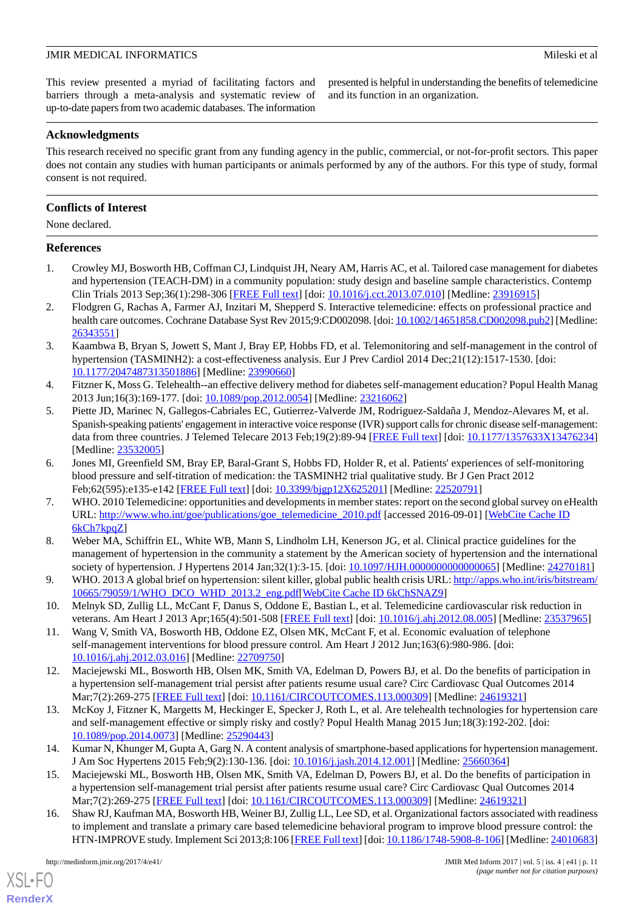This review presented a myriad of facilitating factors and barriers through a meta-analysis and systematic review of up-to-date papers from two academic databases. The information presented is helpful in understanding the benefits of telemedicine and its function in an organization.

## Acknowledgments

This research received no specific grant from any funding agency in the public, commercial, or not-for-profit sectors. This paper does not contain any studies with human participants or animals performed by any of the authors. For this type of study, formal consent is not required.

## Conflicts of Interest

None declared.

## References

1. Crowley MJ, Bosworth HB, Coffman CJ, Lindquist JH, Neary AM, Harris AC, et al. Tailored case management for diabetes and hypertension (TEACH-DM) in a community population: study design and baseline sample characteristics. Contemp Clin Trials 2013 Sep;36(1):298-306 [FREE Full text] [doi: 10.1016/j.cct.2013.07.010] [Medline: 23916915]
2. Flodgren G, Rachas A, Farmer AJ, Inzitari M, Shepperd S. Interactive telemedicine: effects on professional practice and health care outcomes. Cochrane Database Syst Rev 2015;9:CD002098. [doi: 10.1002/14651858.CD002098.pub2] [Medline: 26343551]
3. Kaambwa B, Bryan S, Jowett S, Mant J, Bray EP, Hobbs FD, et al. Telemonitoring and self-management in the control of hypertension (TASMINH2): a cost-effectiveness analysis. Eur J Prev Cardiol 2014 Dec;21(12):1517-1530. [doi: 10.1177/2047487313501886] [Medline: 23990660]
4. Fitzner K, Moss G. Telehealth--an effective delivery method for diabetes self-management education? Popul Health Manag 2013 Jun;16(3):169-177. [doi: 10.1089/pop.2012.0054] [Medline: 23216062]
5. Piette JD, Marinec N, Gallegos-Cabriales EC, Gutierrez-Valverde JM, Rodriguez-Saldaña J, Mendoz-Alevares M, et al. Spanish-speaking patients' engagement in interactive voice response (IVR) support calls for chronic disease self-management: data from three countries. J Telemed Telecare 2013 Feb;19(2):89-94 [FREE Full text] [doi: 10.1177/1357633X13476234] [Medline: 23532005]
6. Jones MI, Greenfield SM, Bray EP, Baral-Grant S, Hobbs FD, Holder R, et al. Patients' experiences of self-monitoring blood pressure and self-titration of medication: the TASMINH2 trial qualitative study. Br J Gen Pract 2012 Feb;62(595):e135-e142 [FREE Full text] [doi: 10.3399/bjgp12X625201] [Medline: 22520791]
7. WHO. 2010 Telemedicine: opportunities and developments in member states: report on the second global survey on eHealth URL: http://www.who.int/goe/publications/goe_telemedicine_2010.pdf [accessed 2016-09-01] [WebCite Cache ID 6kCh7kpqZ]
8. Weber MA, Schiffrin EL, White WB, Mann S, Lindholm LH, Kenerson JG, et al. Clinical practice guidelines for the management of hypertension in the community a statement by the American society of hypertension and the international society of hypertension. J Hypertens 2014 Jan;32(1):3-15. [doi: 10.1097/HJH.0000000000000065] [Medline: 24270181]
9. WHO. 2013 A global brief on hypertension: silent killer, global public health crisis URL: http://apps.who.int/iris/bitstream/10665/79059/1/WHO_DCO_WHD_2013.2_eng.pdf[WebCite Cache ID 6kChSNAZ9]
10. Melnyk SD, Zullig LL, McCant F, Danus S, Oddone E, Bastian L, et al. Telemedicine cardiovascular risk reduction in veterans. Am Heart J 2013 Apr;165(4):501-508 [FREE Full text] [doi: 10.1016/j.ahj.2012.08.005] [Medline: 23537965]
11. Wang V, Smith VA, Bosworth HB, Oddone EZ, Olsen MK, McCant F, et al. Economic evaluation of telephone self-management interventions for blood pressure control. Am Heart J 2012 Jun;163(6):980-986. [doi: 10.1016/j.ahj.2012.03.016] [Medline: 22709750]
12. Maciejewski ML, Bosworth HB, Olsen MK, Smith VA, Edelman D, Powers BJ, et al. Do the benefits of participation in a hypertension self-management trial persist after patients resume usual care? Circ Cardiovasc Qual Outcomes 2014 Mar;7(2):269-275 [FREE Full text] [doi: 10.1161/CIRCOUTCOMES.113.000309] [Medline: 24619321]
13. McKoy J, Fitzner K, Margetts M, Heckinger E, Specker J, Roth L, et al. Are telehealth technologies for hypertension care and self-management effective or simply risky and costly? Popul Health Manag 2015 Jun;18(3):192-202. [doi: 10.1089/pop.2014.0073] [Medline: 25290443]
14. Kumar N, Khunger M, Gupta A, Garg N. A content analysis of smartphone-based applications for hypertension management. J Am Soc Hypertens 2015 Feb;9(2):130-136. [doi: 10.1016/j.jash.2014.12.001] [Medline: 25660364]
15. Maciejewski ML, Bosworth HB, Olsen MK, Smith VA, Edelman D, Powers BJ, et al. Do the benefits of participation in a hypertension self-management trial persist after patients resume usual care? Circ Cardiovasc Qual Outcomes 2014 Mar;7(2):269-275 [FREE Full text] [doi: 10.1161/CIRCOUTCOMES.113.000309] [Medline: 24619321]
16. Shaw RJ, Kaufman MA, Bosworth HB, Weiner BJ, Zullig LL, Lee SD, et al. Organizational factors associated with readiness to implement and translate a primary care based telemedicine behavioral program to improve blood pressure control: the HTN-IMPROVE study. Implement Sci 2013;8:106 [FREE Full text] [doi: 10.1186/1748-5908-8-106] [Medline: 24010683]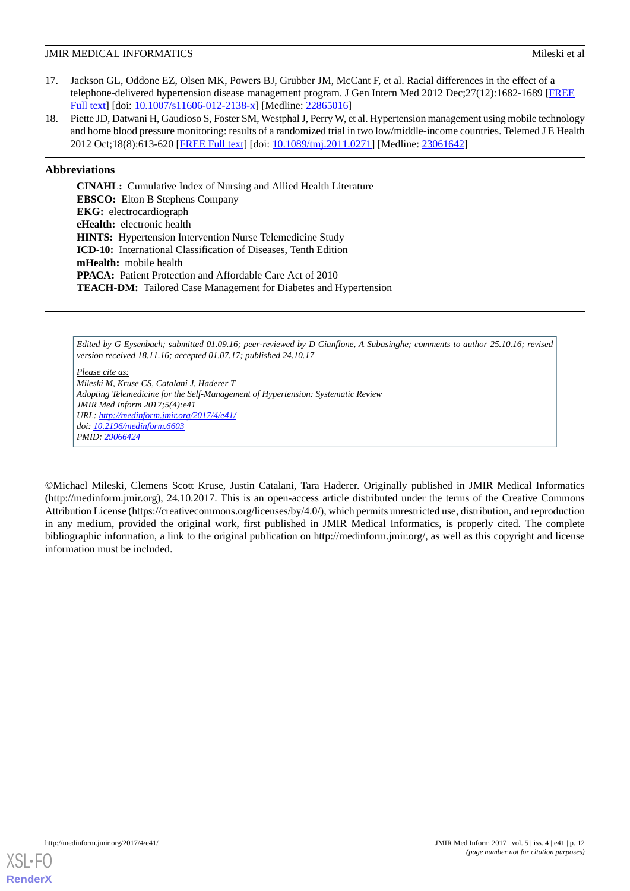17. Jackson GL, Oddone EZ, Olsen MK, Powers BJ, Grubber JM, McCant F, et al. Racial differences in the effect of a telephone-delivered hypertension disease management program. J Gen Intern Med 2012 Dec;27(12):1682-1689 [FREE Full text] [doi: 10.1007/s11606-012-2138-x] [Medline: 22865016]
18. Piette JD, Datwani H, Gaudioso S, Foster SM, Westphal J, Perry W, et al. Hypertension management using mobile technology and home blood pressure monitoring: results of a randomized trial in two low/middle-income countries. Telemed J E Health 2012 Oct;18(8):613-620 [FREE Full text] [doi: 10.1089/tmj.2011.0271] [Medline: 23061642]

## Abbreviations

**CINAHL:** Cumulative Index of Nursing and Allied Health Literature
**EBSCO:** Elton B Stephens Company
**EKG:** electrocardiograph
**eHealth:** electronic health
**HINTS:** Hypertension Intervention Nurse Telemedicine Study
**ICD-10:** International Classification of Diseases, Tenth Edition
**mHealth:** mobile health
**PPACA:** Patient Protection and Affordable Care Act of 2010
**TEACH-DM:** Tailored Case Management for Diabetes and Hypertension

*Edited by G Eysenbach; submitted 01.09.16; peer-reviewed by D Cianflone, A Subasinghe; comments to author 25.10.16; revised version received 18.11.16; accepted 01.07.17; published 24.10.17*

*Please cite as:*
*Mileski M, Kruse CS, Catalani J, Haderer T*
*Adopting Telemedicine for the Self-Management of Hypertension: Systematic Review*
*JMIR Med Inform 2017;5(4):e41*
*URL: http://medinform.jmir.org/2017/4/e41/*
*doi: 10.2196/medinform.6603*
*PMID: 29066424*

©Michael Mileski, Clemens Scott Kruse, Justin Catalani, Tara Haderer. Originally published in JMIR Medical Informatics (http://medinform.jmir.org), 24.10.2017. This is an open-access article distributed under the terms of the Creative Commons Attribution License (https://creativecommons.org/licenses/by/4.0/), which permits unrestricted use, distribution, and reproduction in any medium, provided the original work, first published in JMIR Medical Informatics, is properly cited. The complete bibliographic information, a link to the original publication on http://medinform.jmir.org/, as well as this copyright and license information must be included.